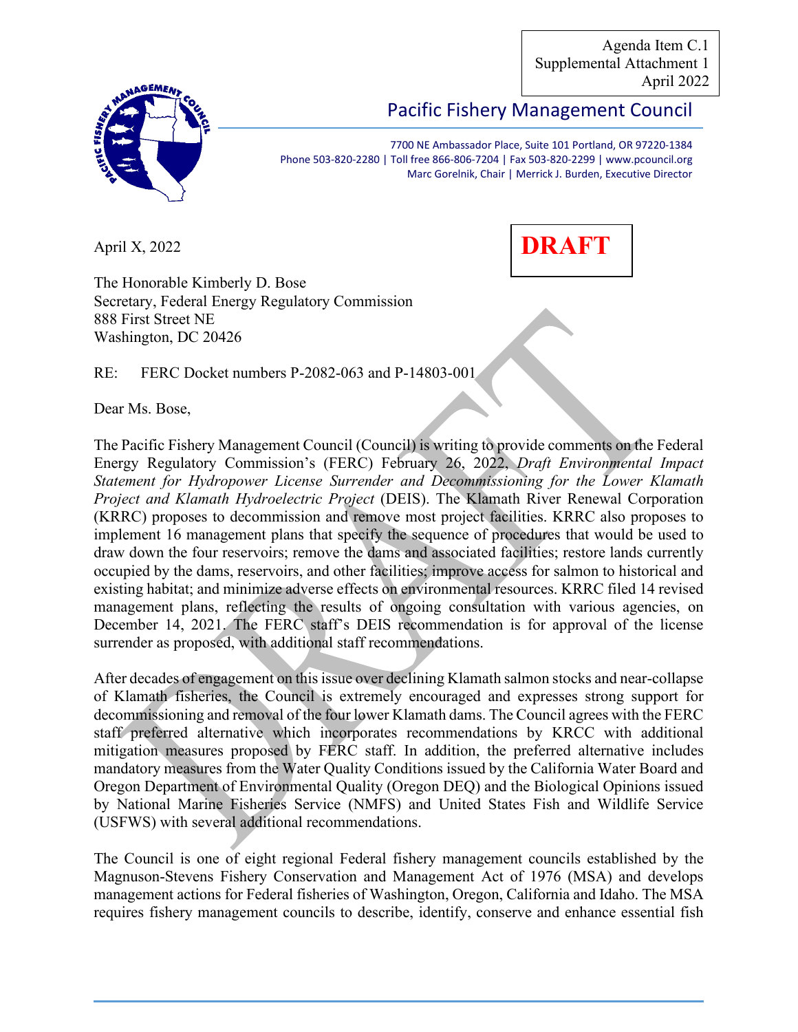Agenda Item C.1
Supplemental Attachment 1
April 2022

# Pacific Fishery Management Council

7700 NE Ambassador Place, Suite 101 Portland, OR 97220-1384
Phone 503-820-2280 | Toll free 866-806-7204 | Fax 503-820-2299 | www.pcouncil.org
Marc Gorelnik, Chair | Merrick J. Burden, Executive Director

April X, 2022

**DRAFT**

The Honorable Kimberly D. Bose
Secretary, Federal Energy Regulatory Commission
888 First Street NE
Washington, DC 20426

RE: FERC Docket numbers P-2082-063 and P-14803-001

Dear Ms. Bose,

The Pacific Fishery Management Council (Council) is writing to provide comments on the Federal Energy Regulatory Commission's (FERC) February 26, 2022, *Draft Environmental Impact Statement for Hydropower License Surrender and Decommissioning for the Lower Klamath Project and Klamath Hydroelectric Project* (DEIS). The Klamath River Renewal Corporation (KRRC) proposes to decommission and remove most project facilities. KRRC also proposes to implement 16 management plans that specify the sequence of procedures that would be used to draw down the four reservoirs; remove the dams and associated facilities; restore lands currently occupied by the dams, reservoirs, and other facilities; improve access for salmon to historical and existing habitat; and minimize adverse effects on environmental resources. KRRC filed 14 revised management plans, reflecting the results of ongoing consultation with various agencies, on December 14, 2021. The FERC staff's DEIS recommendation is for approval of the license surrender as proposed, with additional staff recommendations.

After decades of engagement on this issue over declining Klamath salmon stocks and near-collapse of Klamath fisheries, the Council is extremely encouraged and expresses strong support for decommissioning and removal of the four lower Klamath dams. The Council agrees with the FERC staff preferred alternative which incorporates recommendations by KRCC with additional mitigation measures proposed by FERC staff. In addition, the preferred alternative includes mandatory measures from the Water Quality Conditions issued by the California Water Board and Oregon Department of Environmental Quality (Oregon DEQ) and the Biological Opinions issued by National Marine Fisheries Service (NMFS) and United States Fish and Wildlife Service (USFWS) with several additional recommendations.

The Council is one of eight regional Federal fishery management councils established by the Magnuson-Stevens Fishery Conservation and Management Act of 1976 (MSA) and develops management actions for Federal fisheries of Washington, Oregon, California and Idaho. The MSA requires fishery management councils to describe, identify, conserve and enhance essential fish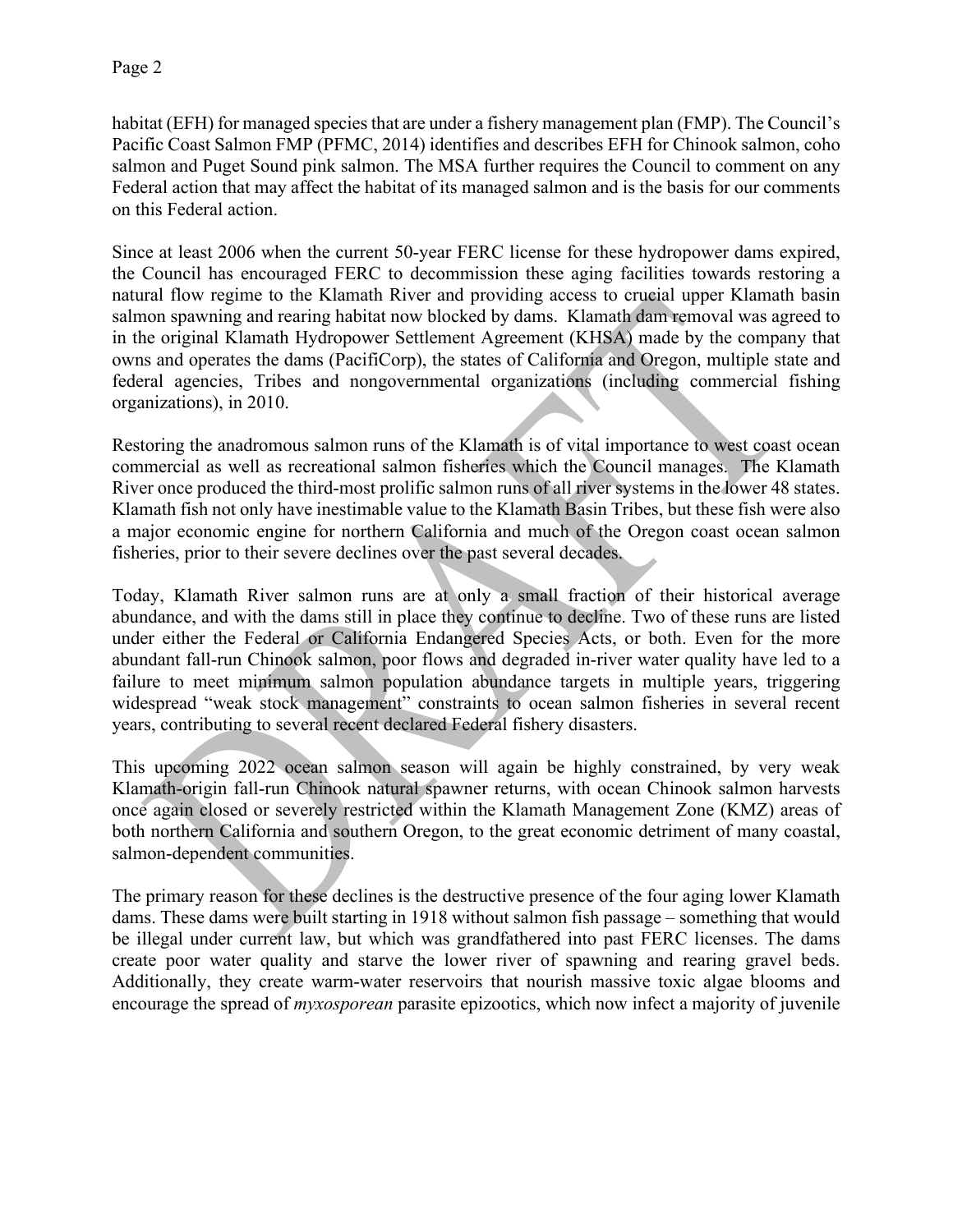habitat (EFH) for managed species that are under a fishery management plan (FMP). The Council's Pacific Coast Salmon FMP (PFMC, 2014) identifies and describes EFH for Chinook salmon, coho salmon and Puget Sound pink salmon. The MSA further requires the Council to comment on any Federal action that may affect the habitat of its managed salmon and is the basis for our comments on this Federal action.

Since at least 2006 when the current 50-year FERC license for these hydropower dams expired, the Council has encouraged FERC to decommission these aging facilities towards restoring a natural flow regime to the Klamath River and providing access to crucial upper Klamath basin salmon spawning and rearing habitat now blocked by dams. Klamath dam removal was agreed to in the original Klamath Hydropower Settlement Agreement (KHSA) made by the company that owns and operates the dams (PacifiCorp), the states of California and Oregon, multiple state and federal agencies, Tribes and nongovernmental organizations (including commercial fishing organizations), in 2010.

Restoring the anadromous salmon runs of the Klamath is of vital importance to west coast ocean commercial as well as recreational salmon fisheries which the Council manages. The Klamath River once produced the third-most prolific salmon runs of all river systems in the lower 48 states. Klamath fish not only have inestimable value to the Klamath Basin Tribes, but these fish were also a major economic engine for northern California and much of the Oregon coast ocean salmon fisheries, prior to their severe declines over the past several decades.

Today, Klamath River salmon runs are at only a small fraction of their historical average abundance, and with the dams still in place they continue to decline. Two of these runs are listed under either the Federal or California Endangered Species Acts, or both. Even for the more abundant fall-run Chinook salmon, poor flows and degraded in-river water quality have led to a failure to meet minimum salmon population abundance targets in multiple years, triggering widespread "weak stock management" constraints to ocean salmon fisheries in several recent years, contributing to several recent declared Federal fishery disasters.

This upcoming 2022 ocean salmon season will again be highly constrained, by very weak Klamath-origin fall-run Chinook natural spawner returns, with ocean Chinook salmon harvests once again closed or severely restricted within the Klamath Management Zone (KMZ) areas of both northern California and southern Oregon, to the great economic detriment of many coastal, salmon-dependent communities.

The primary reason for these declines is the destructive presence of the four aging lower Klamath dams. These dams were built starting in 1918 without salmon fish passage – something that would be illegal under current law, but which was grandfathered into past FERC licenses. The dams create poor water quality and starve the lower river of spawning and rearing gravel beds. Additionally, they create warm-water reservoirs that nourish massive toxic algae blooms and encourage the spread of *myxosporean* parasite epizootics, which now infect a majority of juvenile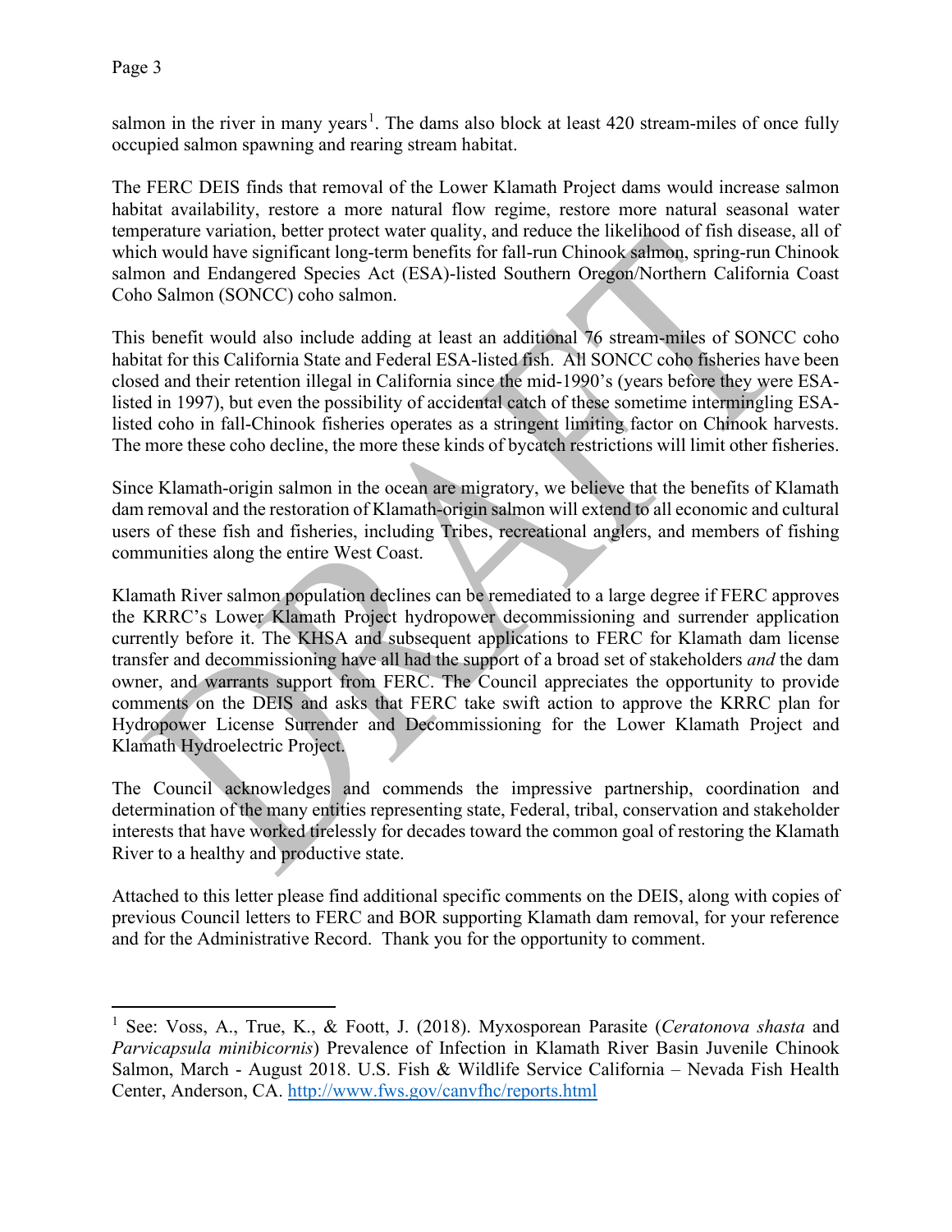salmon in the river in many years[1]. The dams also block at least 420 stream-miles of once fully occupied salmon spawning and rearing stream habitat.

The FERC DEIS finds that removal of the Lower Klamath Project dams would increase salmon habitat availability, restore a more natural flow regime, restore more natural seasonal water temperature variation, better protect water quality, and reduce the likelihood of fish disease, all of which would have significant long-term benefits for fall-run Chinook salmon, spring-run Chinook salmon and Endangered Species Act (ESA)-listed Southern Oregon/Northern California Coast Coho Salmon (SONCC) coho salmon.

This benefit would also include adding at least an additional 76 stream-miles of SONCC coho habitat for this California State and Federal ESA-listed fish. All SONCC coho fisheries have been closed and their retention illegal in California since the mid-1990's (years before they were ESA-listed in 1997), but even the possibility of accidental catch of these sometime intermingling ESA-listed coho in fall-Chinook fisheries operates as a stringent limiting factor on Chinook harvests. The more these coho decline, the more these kinds of bycatch restrictions will limit other fisheries.

Since Klamath-origin salmon in the ocean are migratory, we believe that the benefits of Klamath dam removal and the restoration of Klamath-origin salmon will extend to all economic and cultural users of these fish and fisheries, including Tribes, recreational anglers, and members of fishing communities along the entire West Coast.

Klamath River salmon population declines can be remediated to a large degree if FERC approves the KRRC's Lower Klamath Project hydropower decommissioning and surrender application currently before it. The KHSA and subsequent applications to FERC for Klamath dam license transfer and decommissioning have all had the support of a broad set of stakeholders *and* the dam owner, and warrants support from FERC. The Council appreciates the opportunity to provide comments on the DEIS and asks that FERC take swift action to approve the KRRC plan for Hydropower License Surrender and Decommissioning for the Lower Klamath Project and Klamath Hydroelectric Project.

The Council acknowledges and commends the impressive partnership, coordination and determination of the many entities representing state, Federal, tribal, conservation and stakeholder interests that have worked tirelessly for decades toward the common goal of restoring the Klamath River to a healthy and productive state.

Attached to this letter please find additional specific comments on the DEIS, along with copies of previous Council letters to FERC and BOR supporting Klamath dam removal, for your reference and for the Administrative Record. Thank you for the opportunity to comment.

---

[1] See: Voss, A., True, K., & Foott, J. (2018). Myxosporean Parasite (*Ceratonova shasta* and *Parvicapsula minibicornis*) Prevalence of Infection in Klamath River Basin Juvenile Chinook Salmon, March - August 2018. U.S. Fish & Wildlife Service California – Nevada Fish Health Center, Anderson, CA. http://www.fws.gov/canvfhc/reports.html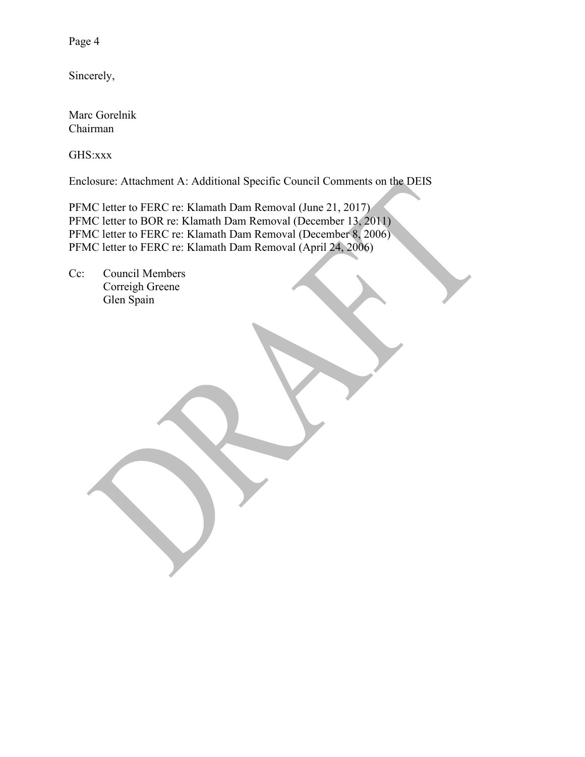Sincerely,

Marc Gorelnik
Chairman

GHS:xxx

Enclosure: Attachment A: Additional Specific Council Comments on the DEIS

PFMC letter to FERC re: Klamath Dam Removal (June 21, 2017)
PFMC letter to BOR re: Klamath Dam Removal (December 13, 2011)
PFMC letter to FERC re: Klamath Dam Removal (December 8, 2006)
PFMC letter to FERC re: Klamath Dam Removal (April 24, 2006)

Cc: Council Members
Correigh Greene
Glen Spain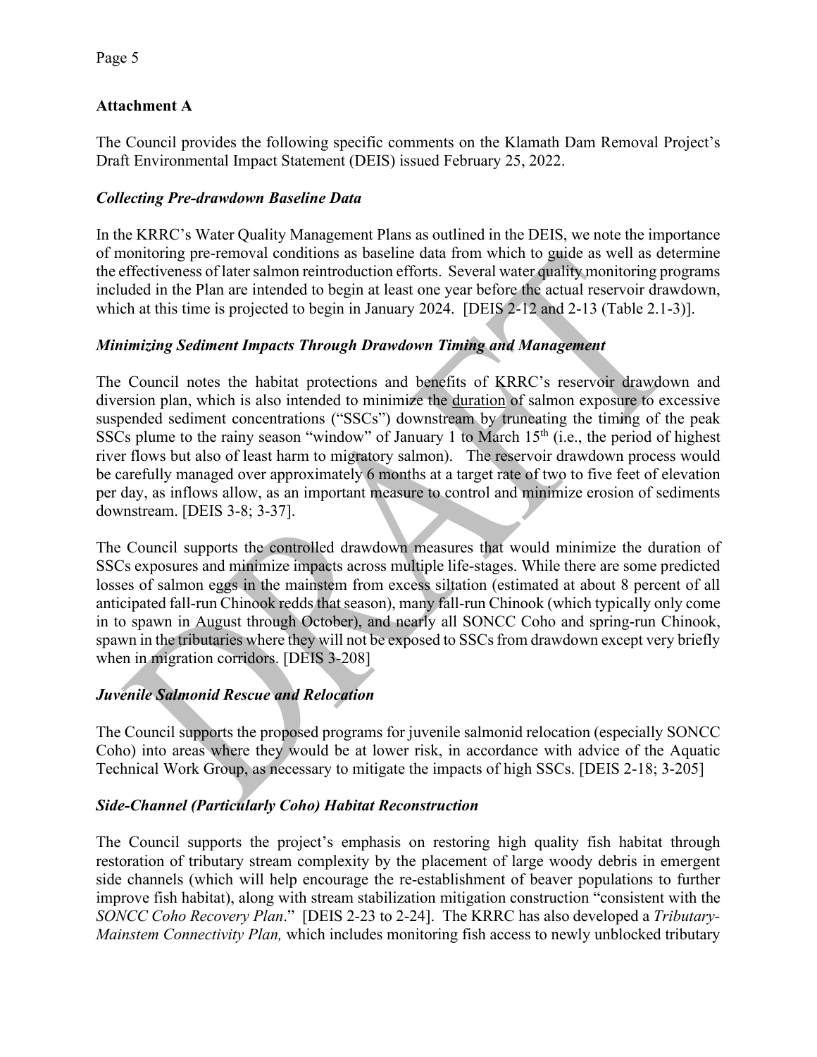## Attachment A

The Council provides the following specific comments on the Klamath Dam Removal Project's Draft Environmental Impact Statement (DEIS) issued February 25, 2022.

### *Collecting Pre-drawdown Baseline Data*

In the KRRC's Water Quality Management Plans as outlined in the DEIS, we note the importance of monitoring pre-removal conditions as baseline data from which to guide as well as determine the effectiveness of later salmon reintroduction efforts. Several water quality monitoring programs included in the Plan are intended to begin at least one year before the actual reservoir drawdown, which at this time is projected to begin in January 2024. [DEIS 2-12 and 2-13 (Table 2.1-3)].

### *Minimizing Sediment Impacts Through Drawdown Timing and Management*

The Council notes the habitat protections and benefits of KRRC's reservoir drawdown and diversion plan, which is also intended to minimize the duration of salmon exposure to excessive suspended sediment concentrations ("SSCs") downstream by truncating the timing of the peak SSCs plume to the rainy season "window" of January 1 to March 15th (i.e., the period of highest river flows but also of least harm to migratory salmon). The reservoir drawdown process would be carefully managed over approximately 6 months at a target rate of two to five feet of elevation per day, as inflows allow, as an important measure to control and minimize erosion of sediments downstream. [DEIS 3-8; 3-37].

The Council supports the controlled drawdown measures that would minimize the duration of SSCs exposures and minimize impacts across multiple life-stages. While there are some predicted losses of salmon eggs in the mainstem from excess siltation (estimated at about 8 percent of all anticipated fall-run Chinook redds that season), many fall-run Chinook (which typically only come in to spawn in August through October), and nearly all SONCC Coho and spring-run Chinook, spawn in the tributaries where they will not be exposed to SSCs from drawdown except very briefly when in migration corridors. [DEIS 3-208]

### *Juvenile Salmonid Rescue and Relocation*

The Council supports the proposed programs for juvenile salmonid relocation (especially SONCC Coho) into areas where they would be at lower risk, in accordance with advice of the Aquatic Technical Work Group, as necessary to mitigate the impacts of high SSCs. [DEIS 2-18; 3-205]

### *Side-Channel (Particularly Coho) Habitat Reconstruction*

The Council supports the project's emphasis on restoring high quality fish habitat through restoration of tributary stream complexity by the placement of large woody debris in emergent side channels (which will help encourage the re-establishment of beaver populations to further improve fish habitat), along with stream stabilization mitigation construction "consistent with the *SONCC Coho Recovery Plan*." [DEIS 2-23 to 2-24]. The KRRC has also developed a *Tributary-Mainstem Connectivity Plan,* which includes monitoring fish access to newly unblocked tributary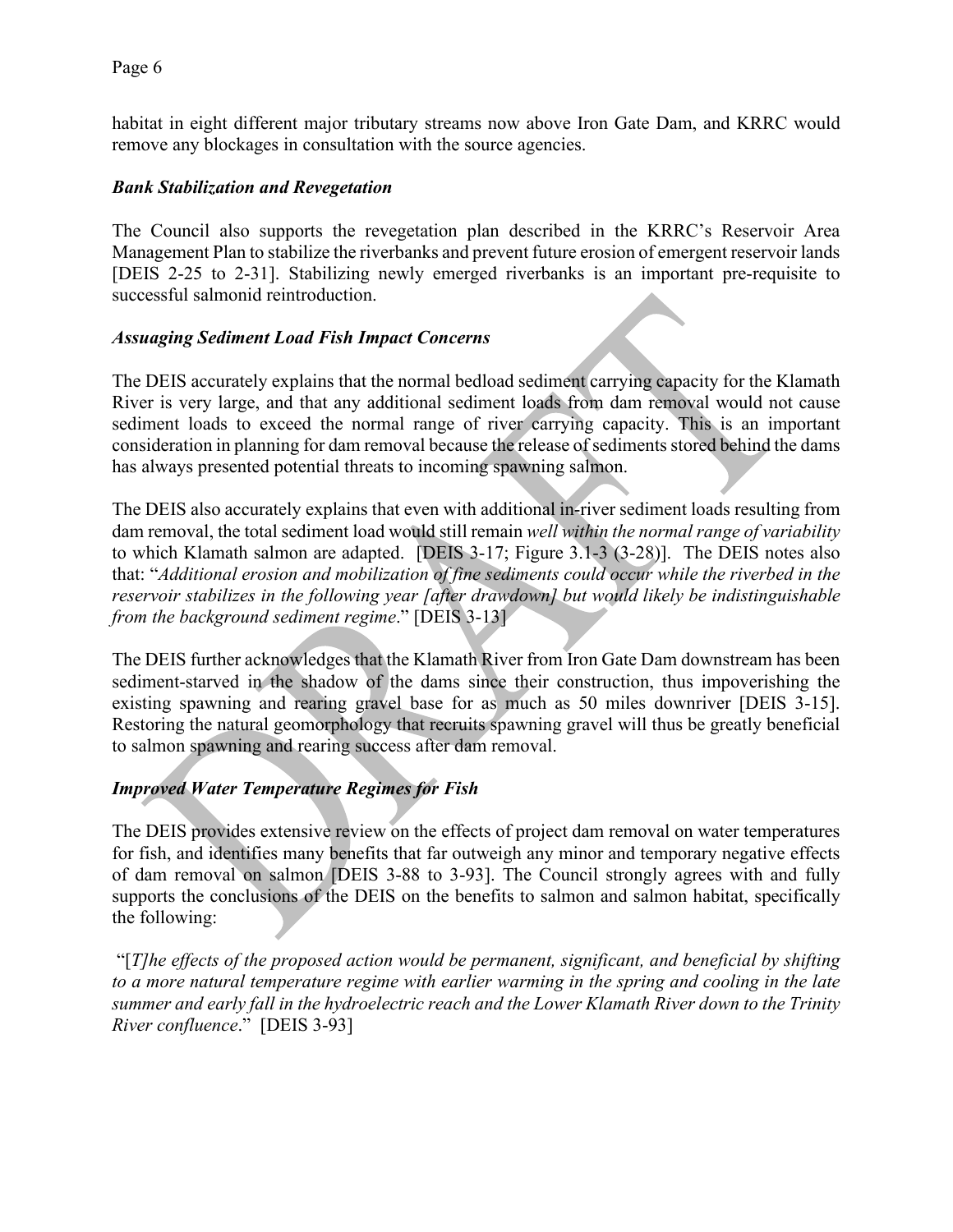habitat in eight different major tributary streams now above Iron Gate Dam, and KRRC would remove any blockages in consultation with the source agencies.

### *Bank Stabilization and Revegetation*

The Council also supports the revegetation plan described in the KRRC's Reservoir Area Management Plan to stabilize the riverbanks and prevent future erosion of emergent reservoir lands [DEIS 2-25 to 2-31]. Stabilizing newly emerged riverbanks is an important pre-requisite to successful salmonid reintroduction.

### *Assuaging Sediment Load Fish Impact Concerns*

The DEIS accurately explains that the normal bedload sediment carrying capacity for the Klamath River is very large, and that any additional sediment loads from dam removal would not cause sediment loads to exceed the normal range of river carrying capacity. This is an important consideration in planning for dam removal because the release of sediments stored behind the dams has always presented potential threats to incoming spawning salmon.

The DEIS also accurately explains that even with additional in-river sediment loads resulting from dam removal, the total sediment load would still remain *well within the normal range of variability* to which Klamath salmon are adapted. [DEIS 3-17; Figure 3.1-3 (3-28)]. The DEIS notes also that: "*Additional erosion and mobilization of fine sediments could occur while the riverbed in the reservoir stabilizes in the following year [after drawdown] but would likely be indistinguishable from the background sediment regime*." [DEIS 3-13]

The DEIS further acknowledges that the Klamath River from Iron Gate Dam downstream has been sediment-starved in the shadow of the dams since their construction, thus impoverishing the existing spawning and rearing gravel base for as much as 50 miles downriver [DEIS 3-15]. Restoring the natural geomorphology that recruits spawning gravel will thus be greatly beneficial to salmon spawning and rearing success after dam removal.

### *Improved Water Temperature Regimes for Fish*

The DEIS provides extensive review on the effects of project dam removal on water temperatures for fish, and identifies many benefits that far outweigh any minor and temporary negative effects of dam removal on salmon [DEIS 3-88 to 3-93]. The Council strongly agrees with and fully supports the conclusions of the DEIS on the benefits to salmon and salmon habitat, specifically the following:

"[*T]he effects of the proposed action would be permanent, significant, and beneficial by shifting to a more natural temperature regime with earlier warming in the spring and cooling in the late summer and early fall in the hydroelectric reach and the Lower Klamath River down to the Trinity River confluence*." [DEIS 3-93]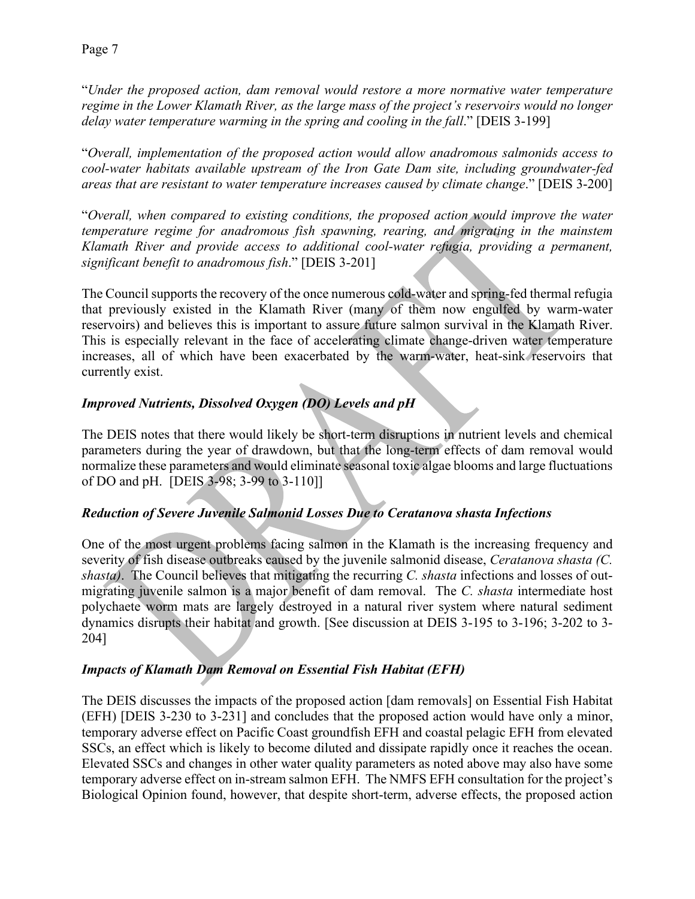"*Under the proposed action, dam removal would restore a more normative water temperature regime in the Lower Klamath River, as the large mass of the project's reservoirs would no longer delay water temperature warming in the spring and cooling in the fall*." [DEIS 3-199]

"*Overall, implementation of the proposed action would allow anadromous salmonids access to cool-water habitats available upstream of the Iron Gate Dam site, including groundwater-fed areas that are resistant to water temperature increases caused by climate change*." [DEIS 3-200]

"*Overall, when compared to existing conditions, the proposed action would improve the water temperature regime for anadromous fish spawning, rearing, and migrating in the mainstem Klamath River and provide access to additional cool-water refugia, providing a permanent, significant benefit to anadromous fish*." [DEIS 3-201]

The Council supports the recovery of the once numerous cold-water and spring-fed thermal refugia that previously existed in the Klamath River (many of them now engulfed by warm-water reservoirs) and believes this is important to assure future salmon survival in the Klamath River. This is especially relevant in the face of accelerating climate change-driven water temperature increases, all of which have been exacerbated by the warm-water, heat-sink reservoirs that currently exist.

### *Improved Nutrients, Dissolved Oxygen (DO) Levels and pH*

The DEIS notes that there would likely be short-term disruptions in nutrient levels and chemical parameters during the year of drawdown, but that the long-term effects of dam removal would normalize these parameters and would eliminate seasonal toxic algae blooms and large fluctuations of DO and pH. [DEIS 3-98; 3-99 to 3-110]]

### *Reduction of Severe Juvenile Salmonid Losses Due to Ceratanova shasta Infections*

One of the most urgent problems facing salmon in the Klamath is the increasing frequency and severity of fish disease outbreaks caused by the juvenile salmonid disease, *Ceratanova shasta (C. shasta)*. The Council believes that mitigating the recurring *C. shasta* infections and losses of out-migrating juvenile salmon is a major benefit of dam removal. The *C. shasta* intermediate host polychaete worm mats are largely destroyed in a natural river system where natural sediment dynamics disrupts their habitat and growth. [See discussion at DEIS 3-195 to 3-196; 3-202 to 3-204]

### *Impacts of Klamath Dam Removal on Essential Fish Habitat (EFH)*

The DEIS discusses the impacts of the proposed action [dam removals] on Essential Fish Habitat (EFH) [DEIS 3-230 to 3-231] and concludes that the proposed action would have only a minor, temporary adverse effect on Pacific Coast groundfish EFH and coastal pelagic EFH from elevated SSCs, an effect which is likely to become diluted and dissipate rapidly once it reaches the ocean. Elevated SSCs and changes in other water quality parameters as noted above may also have some temporary adverse effect on in-stream salmon EFH. The NMFS EFH consultation for the project's Biological Opinion found, however, that despite short-term, adverse effects, the proposed action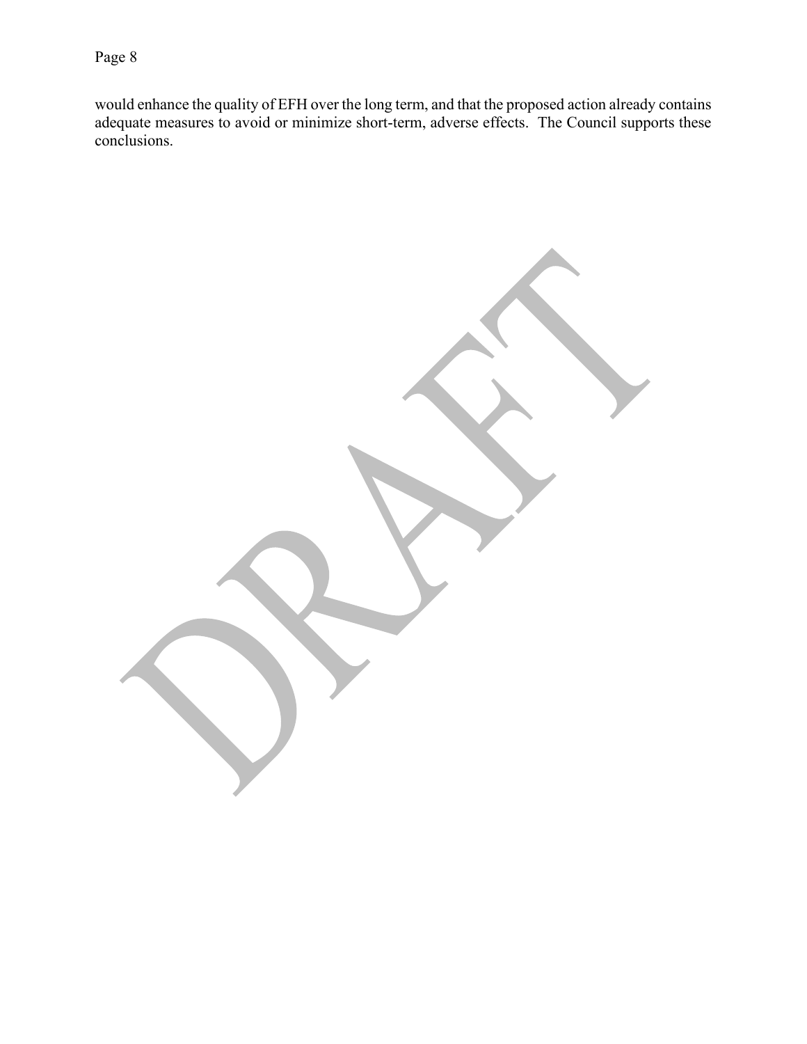would enhance the quality of EFH over the long term, and that the proposed action already contains adequate measures to avoid or minimize short-term, adverse effects. The Council supports these conclusions.